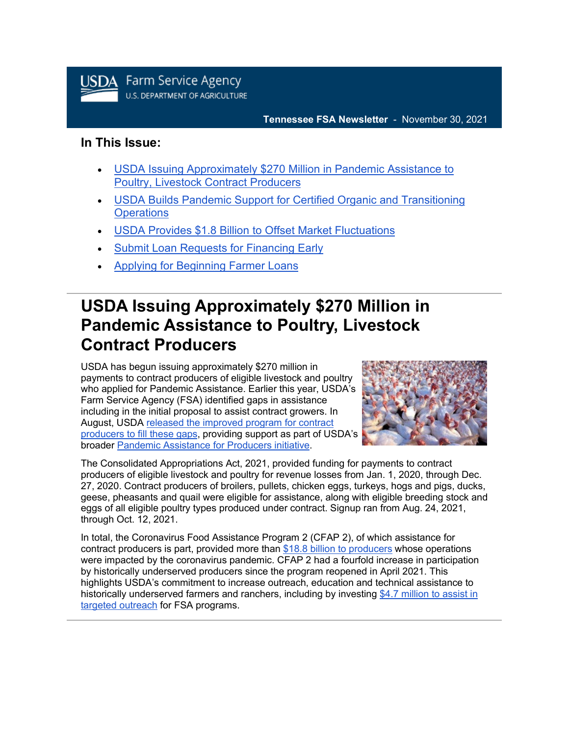USDA Farm Service Agency
U.S. DEPARTMENT OF AGRICULTURE

**Tennessee FSA Newsletter** - November 30, 2021

### In This Issue:

- [USDA Issuing Approximately $270 Million in Pandemic Assistance to Poultry, Livestock Contract Producers]
- [USDA Builds Pandemic Support for Certified Organic and Transitioning Operations]
- [USDA Provides $1.8 Billion to Offset Market Fluctuations]
- [Submit Loan Requests for Financing Early]
- [Applying for Beginning Farmer Loans]

# USDA Issuing Approximately $270 Million in Pandemic Assistance to Poultry, Livestock Contract Producers

USDA has begun issuing approximately $270 million in payments to contract producers of eligible livestock and poultry who applied for Pandemic Assistance. Earlier this year, USDA's Farm Service Agency (FSA) identified gaps in assistance including in the initial proposal to assist contract growers. In August, USDA released the improved program for contract producers to fill these gaps, providing support as part of USDA's broader Pandemic Assistance for Producers initiative.

The Consolidated Appropriations Act, 2021, provided funding for payments to contract producers of eligible livestock and poultry for revenue losses from Jan. 1, 2020, through Dec. 27, 2020. Contract producers of broilers, pullets, chicken eggs, turkeys, hogs and pigs, ducks, geese, pheasants and quail were eligible for assistance, along with eligible breeding stock and eggs of all eligible poultry types produced under contract. Signup ran from Aug. 24, 2021, through Oct. 12, 2021.

In total, the Coronavirus Food Assistance Program 2 (CFAP 2), of which assistance for contract producers is part, provided more than $18.8 billion to producers whose operations were impacted by the coronavirus pandemic. CFAP 2 had a fourfold increase in participation by historically underserved producers since the program reopened in April 2021. This highlights USDA's commitment to increase outreach, education and technical assistance to historically underserved farmers and ranchers, including by investing $4.7 million to assist in targeted outreach for FSA programs.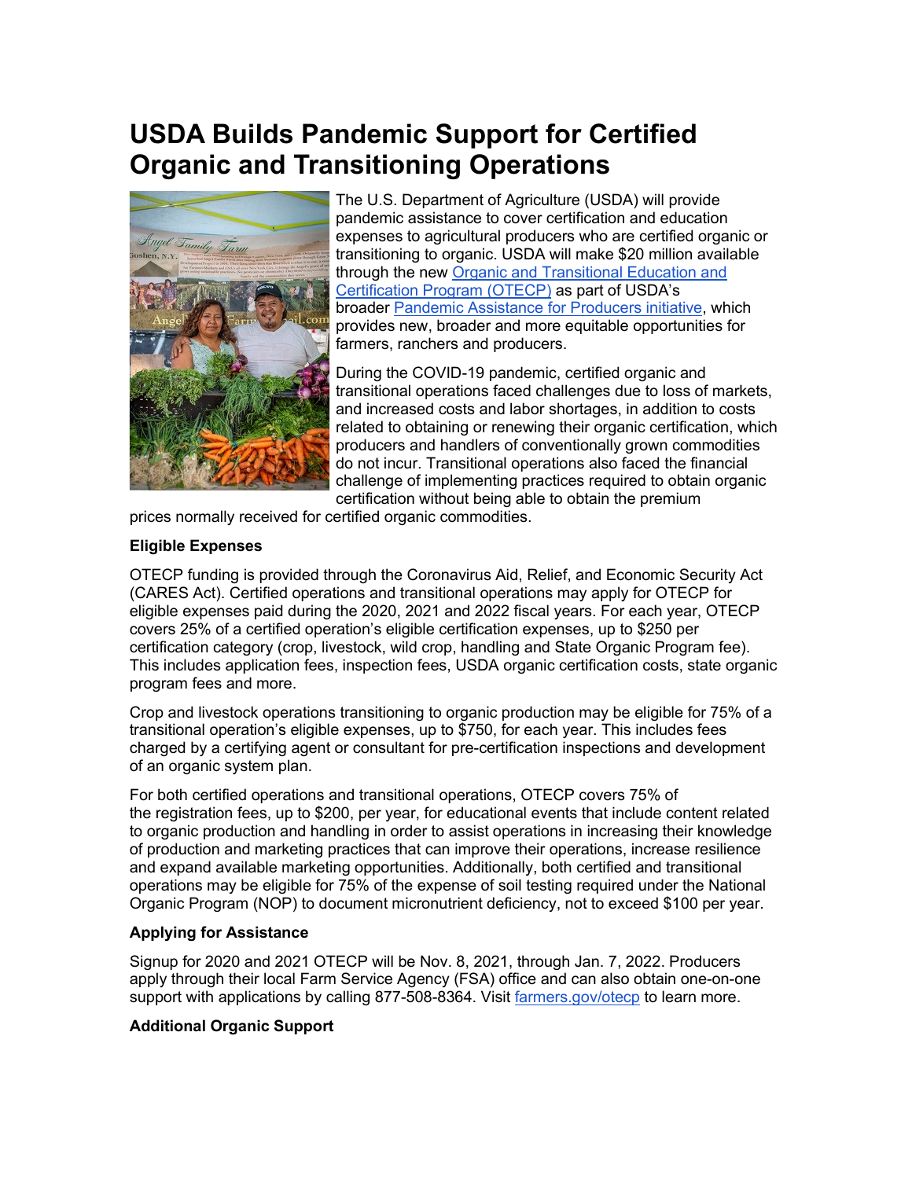# USDA Builds Pandemic Support for Certified Organic and Transitioning Operations

The U.S. Department of Agriculture (USDA) will provide pandemic assistance to cover certification and education expenses to agricultural producers who are certified organic or transitioning to organic. USDA will make $20 million available through the new [Organic and Transitional Education and Certification Program (OTECP)](https://www.farmers.gov/otecp) as part of USDA's broader [Pandemic Assistance for Producers initiative](https://www.farmers.gov/pandemic-assistance), which provides new, broader and more equitable opportunities for farmers, ranchers and producers.

During the COVID-19 pandemic, certified organic and transitional operations faced challenges due to loss of markets, and increased costs and labor shortages, in addition to costs related to obtaining or renewing their organic certification, which producers and handlers of conventionally grown commodities do not incur. Transitional operations also faced the financial challenge of implementing practices required to obtain organic certification without being able to obtain the premium prices normally received for certified organic commodities.

**Eligible Expenses**

OTECP funding is provided through the Coronavirus Aid, Relief, and Economic Security Act (CARES Act). Certified operations and transitional operations may apply for OTECP for eligible expenses paid during the 2020, 2021 and 2022 fiscal years. For each year, OTECP covers 25% of a certified operation's eligible certification expenses, up to $250 per certification category (crop, livestock, wild crop, handling and State Organic Program fee). This includes application fees, inspection fees, USDA organic certification costs, state organic program fees and more.

Crop and livestock operations transitioning to organic production may be eligible for 75% of a transitional operation's eligible expenses, up to $750, for each year. This includes fees charged by a certifying agent or consultant for pre-certification inspections and development of an organic system plan.

For both certified operations and transitional operations, OTECP covers 75% of the registration fees, up to $200, per year, for educational events that include content related to organic production and handling in order to assist operations in increasing their knowledge of production and marketing practices that can improve their operations, increase resilience and expand available marketing opportunities. Additionally, both certified and transitional operations may be eligible for 75% of the expense of soil testing required under the National Organic Program (NOP) to document micronutrient deficiency, not to exceed $100 per year.

**Applying for Assistance**

Signup for 2020 and 2021 OTECP will be Nov. 8, 2021, through Jan. 7, 2022. Producers apply through their local Farm Service Agency (FSA) office and can also obtain one-on-one support with applications by calling 877-508-8364. Visit [farmers.gov/otecp](https://www.farmers.gov/otecp) to learn more.

**Additional Organic Support**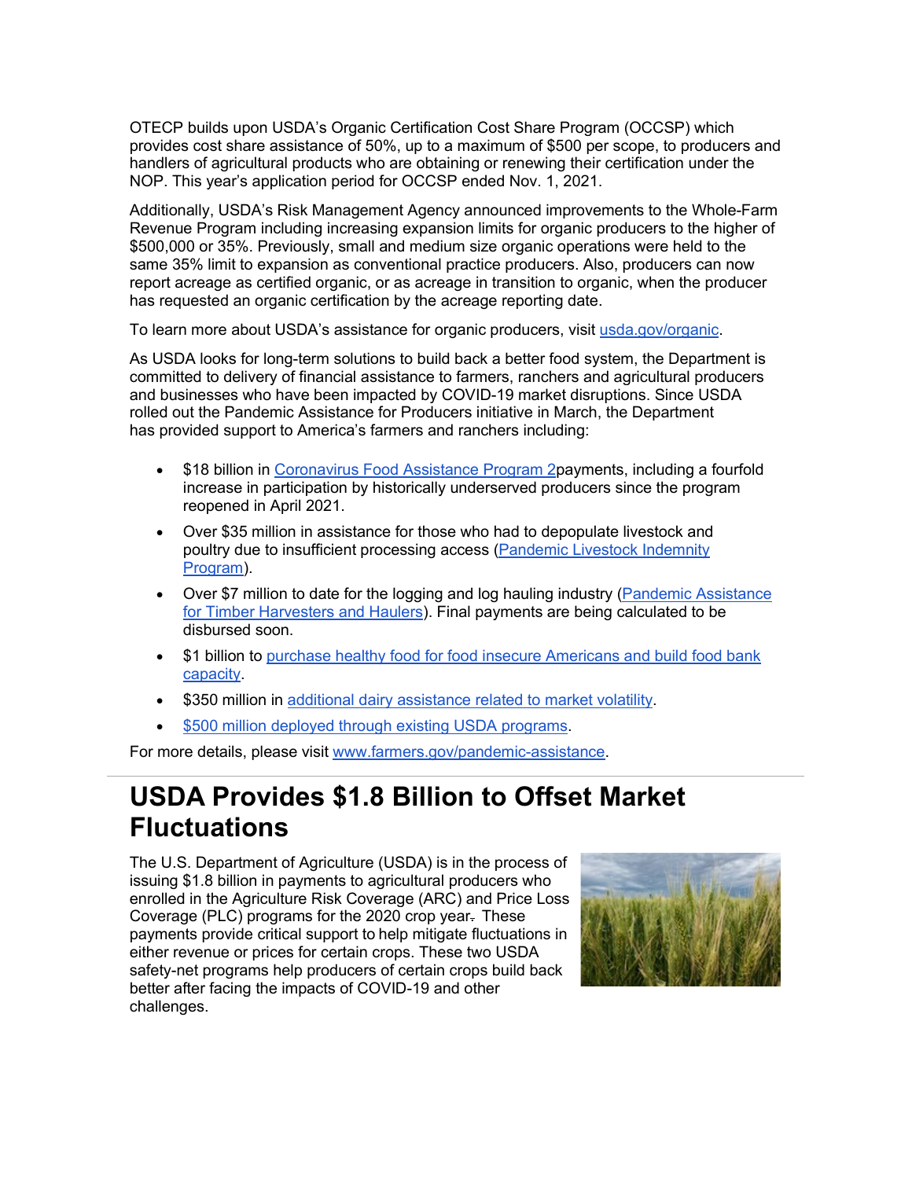OTECP builds upon USDA's Organic Certification Cost Share Program (OCCSP) which provides cost share assistance of 50%, up to a maximum of $500 per scope, to producers and handlers of agricultural products who are obtaining or renewing their certification under the NOP. This year's application period for OCCSP ended Nov. 1, 2021.

Additionally, USDA's Risk Management Agency announced improvements to the Whole-Farm Revenue Program including increasing expansion limits for organic producers to the higher of $500,000 or 35%. Previously, small and medium size organic operations were held to the same 35% limit to expansion as conventional practice producers. Also, producers can now report acreage as certified organic, or as acreage in transition to organic, when the producer has requested an organic certification by the acreage reporting date.

To learn more about USDA's assistance for organic producers, visit [usda.gov/organic](usda.gov/organic).

As USDA looks for long-term solutions to build back a better food system, the Department is committed to delivery of financial assistance to farmers, ranchers and agricultural producers and businesses who have been impacted by COVID-19 market disruptions. Since USDA rolled out the Pandemic Assistance for Producers initiative in March, the Department has provided support to America's farmers and ranchers including:

- $18 billion in Coronavirus Food Assistance Program 2payments, including a fourfold increase in participation by historically underserved producers since the program reopened in April 2021.
- Over $35 million in assistance for those who had to depopulate livestock and poultry due to insufficient processing access (Pandemic Livestock Indemnity Program).
- Over $7 million to date for the logging and log hauling industry (Pandemic Assistance for Timber Harvesters and Haulers). Final payments are being calculated to be disbursed soon.
- $1 billion to purchase healthy food for food insecure Americans and build food bank capacity.
- $350 million in additional dairy assistance related to market volatility.
- $500 million deployed through existing USDA programs.

For more details, please visit [www.farmers.gov/pandemic-assistance](www.farmers.gov/pandemic-assistance).

# USDA Provides $1.8 Billion to Offset Market Fluctuations

The U.S. Department of Agriculture (USDA) is in the process of issuing $1.8 billion in payments to agricultural producers who enrolled in the Agriculture Risk Coverage (ARC) and Price Loss Coverage (PLC) programs for the 2020 crop year. These payments provide critical support to help mitigate fluctuations in either revenue or prices for certain crops. These two USDA safety-net programs help producers of certain crops build back better after facing the impacts of COVID-19 and other challenges.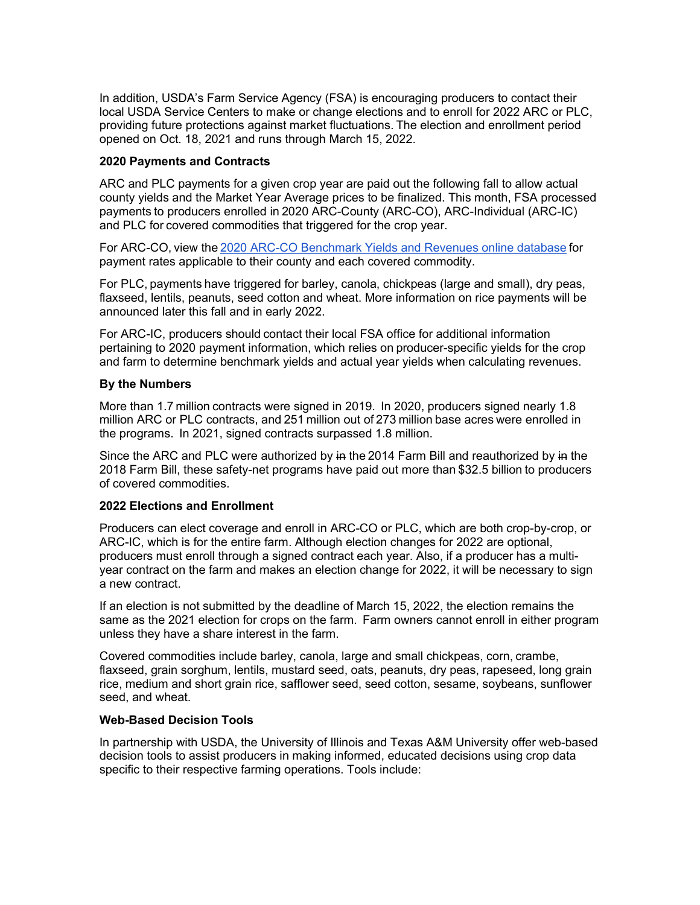In addition, USDA's Farm Service Agency (FSA) is encouraging producers to contact their local USDA Service Centers to make or change elections and to enroll for 2022 ARC or PLC, providing future protections against market fluctuations. The election and enrollment period opened on Oct. 18, 2021 and runs through March 15, 2022.

**2020 Payments and Contracts**

ARC and PLC payments for a given crop year are paid out the following fall to allow actual county yields and the Market Year Average prices to be finalized. This month, FSA processed payments to producers enrolled in 2020 ARC-County (ARC-CO), ARC-Individual (ARC-IC) and PLC for covered commodities that triggered for the crop year.

For ARC-CO, view the [2020 ARC-CO Benchmark Yields and Revenues online database] for payment rates applicable to their county and each covered commodity.

For PLC, payments have triggered for barley, canola, chickpeas (large and small), dry peas, flaxseed, lentils, peanuts, seed cotton and wheat. More information on rice payments will be announced later this fall and in early 2022.

For ARC-IC, producers should contact their local FSA office for additional information pertaining to 2020 payment information, which relies on producer-specific yields for the crop and farm to determine benchmark yields and actual year yields when calculating revenues.

**By the Numbers**

More than 1.7 million contracts were signed in 2019. In 2020, producers signed nearly 1.8 million ARC or PLC contracts, and 251 million out of 273 million base acres were enrolled in the programs. In 2021, signed contracts surpassed 1.8 million.

Since the ARC and PLC were authorized by ~~in~~ the 2014 Farm Bill and reauthorized by ~~in~~ the 2018 Farm Bill, these safety-net programs have paid out more than $32.5 billion to producers of covered commodities.

**2022 Elections and Enrollment**

Producers can elect coverage and enroll in ARC-CO or PLC, which are both crop-by-crop, or ARC-IC, which is for the entire farm. Although election changes for 2022 are optional, producers must enroll through a signed contract each year. Also, if a producer has a multi-year contract on the farm and makes an election change for 2022, it will be necessary to sign a new contract.

If an election is not submitted by the deadline of March 15, 2022, the election remains the same as the 2021 election for crops on the farm. Farm owners cannot enroll in either program unless they have a share interest in the farm.

Covered commodities include barley, canola, large and small chickpeas, corn, crambe, flaxseed, grain sorghum, lentils, mustard seed, oats, peanuts, dry peas, rapeseed, long grain rice, medium and short grain rice, safflower seed, seed cotton, sesame, soybeans, sunflower seed, and wheat.

**Web-Based Decision Tools**

In partnership with USDA, the University of Illinois and Texas A&M University offer web-based decision tools to assist producers in making informed, educated decisions using crop data specific to their respective farming operations. Tools include: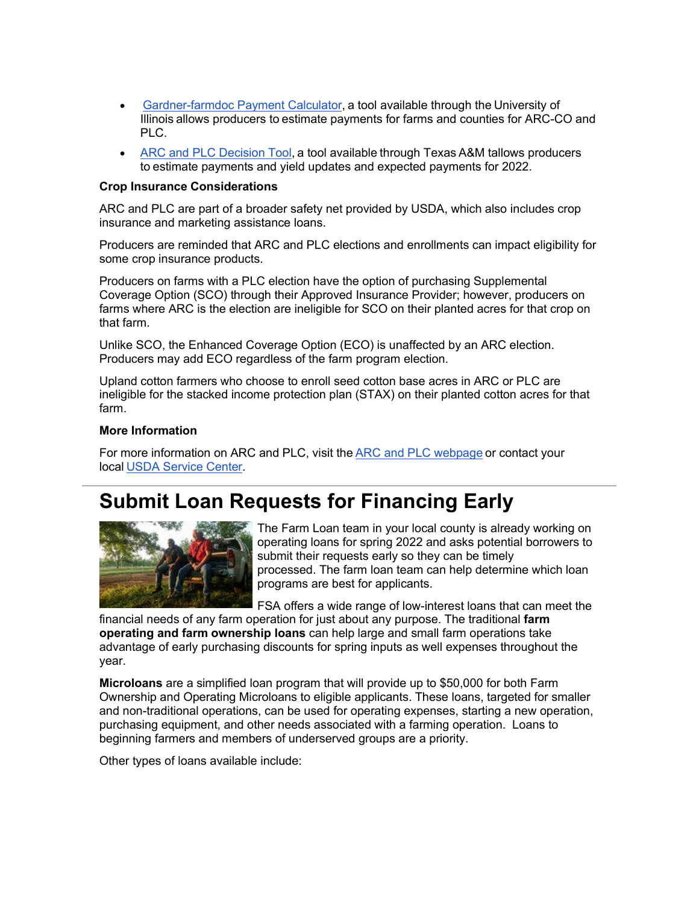- [Gardner-farmdoc Payment Calculator](), a tool available through the University of Illinois allows producers to estimate payments for farms and counties for ARC-CO and PLC.
- [ARC and PLC Decision Tool](), a tool available through Texas A&M tallows producers to estimate payments and yield updates and expected payments for 2022.

**Crop Insurance Considerations**

ARC and PLC are part of a broader safety net provided by USDA, which also includes crop insurance and marketing assistance loans.

Producers are reminded that ARC and PLC elections and enrollments can impact eligibility for some crop insurance products.

Producers on farms with a PLC election have the option of purchasing Supplemental Coverage Option (SCO) through their Approved Insurance Provider; however, producers on farms where ARC is the election are ineligible for SCO on their planted acres for that crop on that farm.

Unlike SCO, the Enhanced Coverage Option (ECO) is unaffected by an ARC election. Producers may add ECO regardless of the farm program election.

Upland cotton farmers who choose to enroll seed cotton base acres in ARC or PLC are ineligible for the stacked income protection plan (STAX) on their planted cotton acres for that farm.

**More Information**

For more information on ARC and PLC, visit the [ARC and PLC webpage]() or contact your local [USDA Service Center]().

---

# Submit Loan Requests for Financing Early

The Farm Loan team in your local county is already working on operating loans for spring 2022 and asks potential borrowers to submit their requests early so they can be timely processed. The farm loan team can help determine which loan programs are best for applicants.

FSA offers a wide range of low-interest loans that can meet the financial needs of any farm operation for just about any purpose. The traditional **farm operating and farm ownership loans** can help large and small farm operations take advantage of early purchasing discounts for spring inputs as well expenses throughout the year.

**Microloans** are a simplified loan program that will provide up to $50,000 for both Farm Ownership and Operating Microloans to eligible applicants. These loans, targeted for smaller and non-traditional operations, can be used for operating expenses, starting a new operation, purchasing equipment, and other needs associated with a farming operation. Loans to beginning farmers and members of underserved groups are a priority.

Other types of loans available include: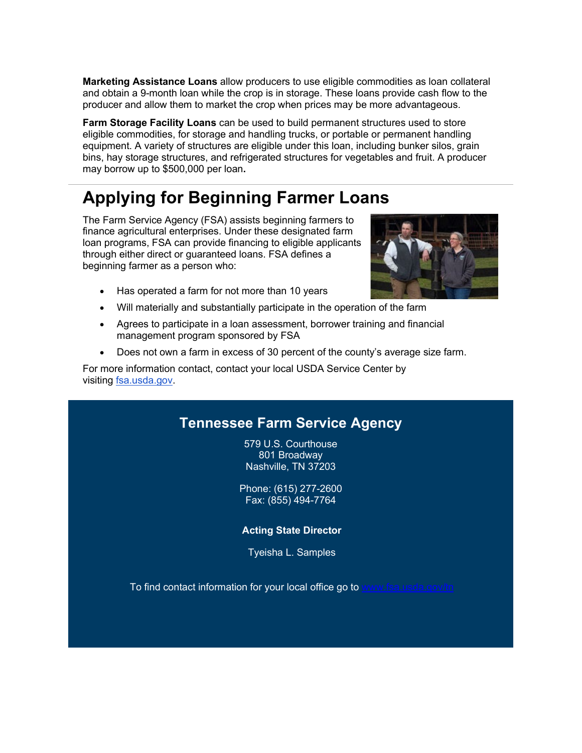**Marketing Assistance Loans** allow producers to use eligible commodities as loan collateral and obtain a 9-month loan while the crop is in storage. These loans provide cash flow to the producer and allow them to market the crop when prices may be more advantageous.

**Farm Storage Facility Loans** can be used to build permanent structures used to store eligible commodities, for storage and handling trucks, or portable or permanent handling equipment. A variety of structures are eligible under this loan, including bunker silos, grain bins, hay storage structures, and refrigerated structures for vegetables and fruit. A producer may borrow up to $500,000 per loan**.**

---

# Applying for Beginning Farmer Loans

The Farm Service Agency (FSA) assists beginning farmers to finance agricultural enterprises. Under these designated farm loan programs, FSA can provide financing to eligible applicants through either direct or guaranteed loans. FSA defines a beginning farmer as a person who:

- Has operated a farm for not more than 10 years
- Will materially and substantially participate in the operation of the farm
- Agrees to participate in a loan assessment, borrower training and financial management program sponsored by FSA
- Does not own a farm in excess of 30 percent of the county's average size farm.

For more information contact, contact your local USDA Service Center by visiting [fsa.usda.gov](fsa.usda.gov).

## Tennessee Farm Service Agency

579 U.S. Courthouse
801 Broadway
Nashville, TN 37203

Phone: (615) 277-2600
Fax: (855) 494-7764

**Acting State Director**

Tyeisha L. Samples

To find contact information for your local office go to [www.fsa.usda.gov/tn](www.fsa.usda.gov/tn)